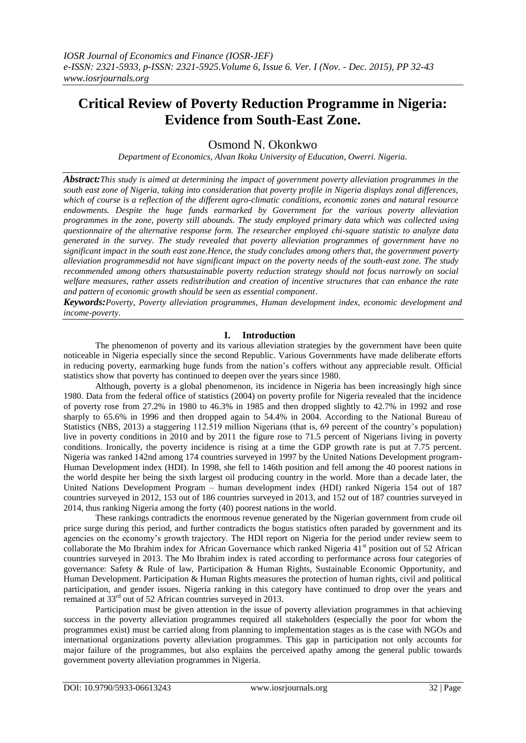# Critical Review of Poverty Reduction Programme in Nigeria: Evidence from South-East Zone.

Osmond N. Okonkwo

*Department of Economics, Alvan Ikoku University of Education, Owerri. Nigeria.*

***Abstract:****This study is aimed at determining the impact of government poverty alleviation programmes in the south east zone of Nigeria, taking into consideration that poverty profile in Nigeria displays zonal differences, which of course is a reflection of the different agro-climatic conditions, economic zones and natural resource endowments. Despite the huge funds earmarked by Government for the various poverty alleviation programmes in the zone, poverty still abounds. The study employed primary data which was collected using questionnaire of the alternative response form. The researcher employed chi-square statistic to analyze data generated in the survey. The study revealed that poverty alleviation programmes of government have no significant impact in the south east zone.Hence, the study concludes among others that, the government poverty alleviation programmesdid not have significant impact on the poverty needs of the south-east zone. The study recommended among others thatsustainable poverty reduction strategy should not focus narrowly on social welfare measures, rather assets redistribution and creation of incentive structures that can enhance the rate and pattern of economic growth should be seen as essential component.*

***Keywords:****Poverty, Poverty alleviation programmes, Human development index, economic development and income-poverty.*

## I. Introduction

The phenomenon of poverty and its various alleviation strategies by the government have been quite noticeable in Nigeria especially since the second Republic. Various Governments have made deliberate efforts in reducing poverty, earmarking huge funds from the nation's coffers without any appreciable result. Official statistics show that poverty has continued to deepen over the years since 1980.

Although, poverty is a global phenomenon, its incidence in Nigeria has been increasingly high since 1980. Data from the federal office of statistics (2004) on poverty profile for Nigeria revealed that the incidence of poverty rose from 27.2% in 1980 to 46.3% in 1985 and then dropped slightly to 42.7% in 1992 and rose sharply to 65.6% in 1996 and then dropped again to 54.4% in 2004. According to the National Bureau of Statistics (NBS, 2013) a staggering 112.519 million Nigerians (that is, 69 percent of the country's population) live in poverty conditions in 2010 and by 2011 the figure rose to 71.5 percent of Nigerians living in poverty conditions. Ironically, the poverty incidence is rising at a time the GDP growth rate is put at 7.75 percent. Nigeria was ranked 142nd among 174 countries surveyed in 1997 by the United Nations Development program-Human Development index (HDI). In 1998, she fell to 146th position and fell among the 40 poorest nations in the world despite her being the sixth largest oil producing country in the world. More than a decade later, the United Nations Development Program – human development index (HDI) ranked Nigeria 154 out of 187 countries surveyed in 2012, 153 out of 186 countries surveyed in 2013, and 152 out of 187 countries surveyed in 2014, thus ranking Nigeria among the forty (40) poorest nations in the world.

These rankings contradicts the enormous revenue generated by the Nigerian government from crude oil price surge during this period, and further contradicts the bogus statistics often paraded by government and its agencies on the economy's growth trajectory. The HDI report on Nigeria for the period under review seem to collaborate the Mo Ibrahim index for African Governance which ranked Nigeria 41st position out of 52 African countries surveyed in 2013. The Mo Ibrahim index is rated according to performance across four categories of governance: Safety & Rule of law, Participation & Human Rights, Sustainable Economic Opportunity, and Human Development. Participation & Human Rights measures the protection of human rights, civil and political participation, and gender issues. Nigeria ranking in this category have continued to drop over the years and remained at 33rd out of 52 African countries surveyed in 2013.

Participation must be given attention in the issue of poverty alleviation programmes in that achieving success in the poverty alleviation programmes required all stakeholders (especially the poor for whom the programmes exist) must be carried along from planning to implementation stages as is the case with NGOs and international organizations poverty alleviation programmes. This gap in participation not only accounts for major failure of the programmes, but also explains the perceived apathy among the general public towards government poverty alleviation programmes in Nigeria.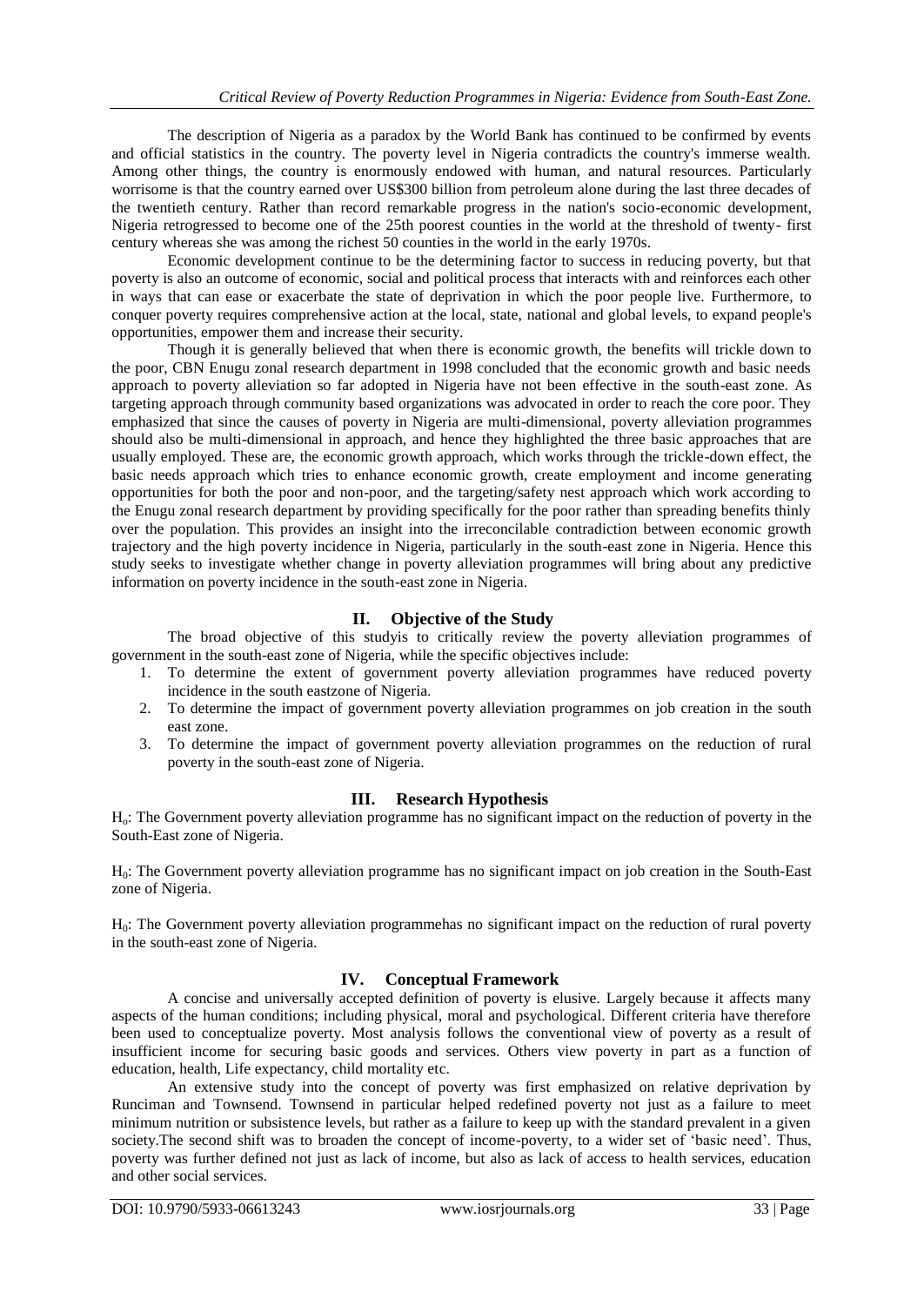The description of Nigeria as a paradox by the World Bank has continued to be confirmed by events and official statistics in the country. The poverty level in Nigeria contradicts the country's immerse wealth. Among other things, the country is enormously endowed with human, and natural resources. Particularly worrisome is that the country earned over US$300 billion from petroleum alone during the last three decades of the twentieth century. Rather than record remarkable progress in the nation's socio-economic development, Nigeria retrogressed to become one of the 25th poorest counties in the world at the threshold of twenty- first century whereas she was among the richest 50 counties in the world in the early 1970s.

Economic development continue to be the determining factor to success in reducing poverty, but that poverty is also an outcome of economic, social and political process that interacts with and reinforces each other in ways that can ease or exacerbate the state of deprivation in which the poor people live. Furthermore, to conquer poverty requires comprehensive action at the local, state, national and global levels, to expand people's opportunities, empower them and increase their security.

Though it is generally believed that when there is economic growth, the benefits will trickle down to the poor, CBN Enugu zonal research department in 1998 concluded that the economic growth and basic needs approach to poverty alleviation so far adopted in Nigeria have not been effective in the south-east zone. As targeting approach through community based organizations was advocated in order to reach the core poor. They emphasized that since the causes of poverty in Nigeria are multi-dimensional, poverty alleviation programmes should also be multi-dimensional in approach, and hence they highlighted the three basic approaches that are usually employed. These are, the economic growth approach, which works through the trickle-down effect, the basic needs approach which tries to enhance economic growth, create employment and income generating opportunities for both the poor and non-poor, and the targeting/safety nest approach which work according to the Enugu zonal research department by providing specifically for the poor rather than spreading benefits thinly over the population. This provides an insight into the irreconcilable contradiction between economic growth trajectory and the high poverty incidence in Nigeria, particularly in the south-east zone in Nigeria. Hence this study seeks to investigate whether change in poverty alleviation programmes will bring about any predictive information on poverty incidence in the south-east zone in Nigeria.

## II. Objective of the Study

The broad objective of this studyis to critically review the poverty alleviation programmes of government in the south-east zone of Nigeria, while the specific objectives include:

1. To determine the extent of government poverty alleviation programmes have reduced poverty incidence in the south eastzone of Nigeria.
2. To determine the impact of government poverty alleviation programmes on job creation in the south east zone.
3. To determine the impact of government poverty alleviation programmes on the reduction of rural poverty in the south-east zone of Nigeria.

## III. Research Hypothesis

$H_o$: The Government poverty alleviation programme has no significant impact on the reduction of poverty in the South-East zone of Nigeria.

$H_0$: The Government poverty alleviation programme has no significant impact on job creation in the South-East zone of Nigeria.

$H_0$: The Government poverty alleviation programmehas no significant impact on the reduction of rural poverty in the south-east zone of Nigeria.

## IV. Conceptual Framework

A concise and universally accepted definition of poverty is elusive. Largely because it affects many aspects of the human conditions; including physical, moral and psychological. Different criteria have therefore been used to conceptualize poverty. Most analysis follows the conventional view of poverty as a result of insufficient income for securing basic goods and services. Others view poverty in part as a function of education, health, Life expectancy, child mortality etc.

An extensive study into the concept of poverty was first emphasized on relative deprivation by Runciman and Townsend. Townsend in particular helped redefined poverty not just as a failure to meet minimum nutrition or subsistence levels, but rather as a failure to keep up with the standard prevalent in a given society.The second shift was to broaden the concept of income-poverty, to a wider set of 'basic need'. Thus, poverty was further defined not just as lack of income, but also as lack of access to health services, education and other social services.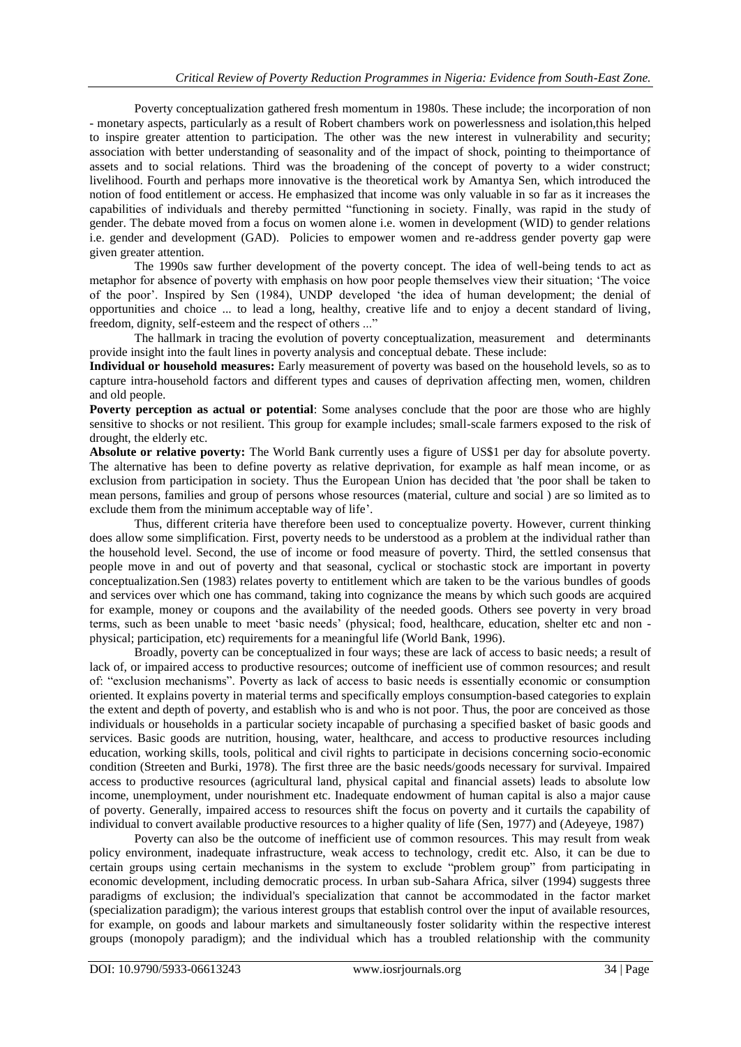Poverty conceptualization gathered fresh momentum in 1980s. These include; the incorporation of non - monetary aspects, particularly as a result of Robert chambers work on powerlessness and isolation,this helped to inspire greater attention to participation. The other was the new interest in vulnerability and security; association with better understanding of seasonality and of the impact of shock, pointing to theimportance of assets and to social relations. Third was the broadening of the concept of poverty to a wider construct; livelihood. Fourth and perhaps more innovative is the theoretical work by Amantya Sen, which introduced the notion of food entitlement or access. He emphasized that income was only valuable in so far as it increases the capabilities of individuals and thereby permitted "functioning in society. Finally, was rapid in the study of gender. The debate moved from a focus on women alone i.e. women in development (WID) to gender relations i.e. gender and development (GAD). Policies to empower women and re-address gender poverty gap were given greater attention.

The 1990s saw further development of the poverty concept. The idea of well-being tends to act as metaphor for absence of poverty with emphasis on how poor people themselves view their situation; 'The voice of the poor'. Inspired by Sen (1984), UNDP developed 'the idea of human development; the denial of opportunities and choice ... to lead a long, healthy, creative life and to enjoy a decent standard of living, freedom, dignity, self-esteem and the respect of others ..."

The hallmark in tracing the evolution of poverty conceptualization, measurement and determinants provide insight into the fault lines in poverty analysis and conceptual debate. These include:

**Individual or household measures:** Early measurement of poverty was based on the household levels, so as to capture intra-household factors and different types and causes of deprivation affecting men, women, children and old people.

**Poverty perception as actual or potential**: Some analyses conclude that the poor are those who are highly sensitive to shocks or not resilient. This group for example includes; small-scale farmers exposed to the risk of drought, the elderly etc.

**Absolute or relative poverty:** The World Bank currently uses a figure of US$1 per day for absolute poverty. The alternative has been to define poverty as relative deprivation, for example as half mean income, or as exclusion from participation in society. Thus the European Union has decided that 'the poor shall be taken to mean persons, families and group of persons whose resources (material, culture and social ) are so limited as to exclude them from the minimum acceptable way of life'.

Thus, different criteria have therefore been used to conceptualize poverty. However, current thinking does allow some simplification. First, poverty needs to be understood as a problem at the individual rather than the household level. Second, the use of income or food measure of poverty. Third, the settled consensus that people move in and out of poverty and that seasonal, cyclical or stochastic stock are important in poverty conceptualization.Sen (1983) relates poverty to entitlement which are taken to be the various bundles of goods and services over which one has command, taking into cognizance the means by which such goods are acquired for example, money or coupons and the availability of the needed goods. Others see poverty in very broad terms, such as been unable to meet 'basic needs' (physical; food, healthcare, education, shelter etc and non - physical; participation, etc) requirements for a meaningful life (World Bank, 1996).

Broadly, poverty can be conceptualized in four ways; these are lack of access to basic needs; a result of lack of, or impaired access to productive resources; outcome of inefficient use of common resources; and result of: "exclusion mechanisms". Poverty as lack of access to basic needs is essentially economic or consumption oriented. It explains poverty in material terms and specifically employs consumption-based categories to explain the extent and depth of poverty, and establish who is and who is not poor. Thus, the poor are conceived as those individuals or households in a particular society incapable of purchasing a specified basket of basic goods and services. Basic goods are nutrition, housing, water, healthcare, and access to productive resources including education, working skills, tools, political and civil rights to participate in decisions concerning socio-economic condition (Streeten and Burki, 1978). The first three are the basic needs/goods necessary for survival. Impaired access to productive resources (agricultural land, physical capital and financial assets) leads to absolute low income, unemployment, under nourishment etc. Inadequate endowment of human capital is also a major cause of poverty. Generally, impaired access to resources shift the focus on poverty and it curtails the capability of individual to convert available productive resources to a higher quality of life (Sen, 1977) and (Adeyeye, 1987)

Poverty can also be the outcome of inefficient use of common resources. This may result from weak policy environment, inadequate infrastructure, weak access to technology, credit etc. Also, it can be due to certain groups using certain mechanisms in the system to exclude "problem group" from participating in economic development, including democratic process. In urban sub-Sahara Africa, silver (1994) suggests three paradigms of exclusion; the individual's specialization that cannot be accommodated in the factor market (specialization paradigm); the various interest groups that establish control over the input of available resources, for example, on goods and labour markets and simultaneously foster solidarity within the respective interest groups (monopoly paradigm); and the individual which has a troubled relationship with the community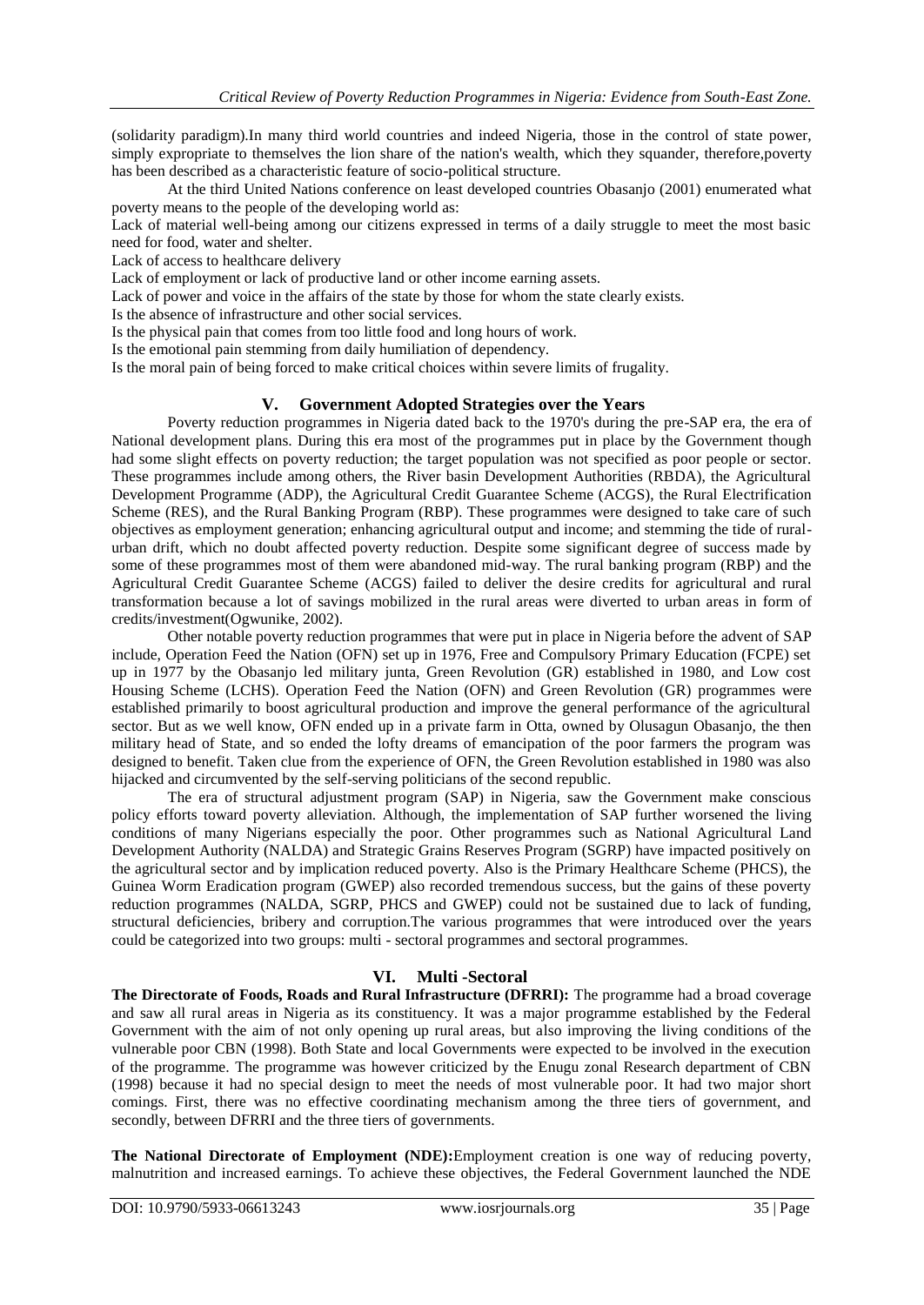(solidarity paradigm).In many third world countries and indeed Nigeria, those in the control of state power, simply expropriate to themselves the lion share of the nation's wealth, which they squander, therefore,poverty has been described as a characteristic feature of socio-political structure.

At the third United Nations conference on least developed countries Obasanjo (2001) enumerated what poverty means to the people of the developing world as:

Lack of material well-being among our citizens expressed in terms of a daily struggle to meet the most basic need for food, water and shelter.

Lack of access to healthcare delivery

Lack of employment or lack of productive land or other income earning assets.

Lack of power and voice in the affairs of the state by those for whom the state clearly exists.

Is the absence of infrastructure and other social services.

Is the physical pain that comes from too little food and long hours of work.

Is the emotional pain stemming from daily humiliation of dependency.

Is the moral pain of being forced to make critical choices within severe limits of frugality.

## V. Government Adopted Strategies over the Years

Poverty reduction programmes in Nigeria dated back to the 1970's during the pre-SAP era, the era of National development plans. During this era most of the programmes put in place by the Government though had some slight effects on poverty reduction; the target population was not specified as poor people or sector. These programmes include among others, the River basin Development Authorities (RBDA), the Agricultural Development Programme (ADP), the Agricultural Credit Guarantee Scheme (ACGS), the Rural Electrification Scheme (RES), and the Rural Banking Program (RBP). These programmes were designed to take care of such objectives as employment generation; enhancing agricultural output and income; and stemming the tide of rural-urban drift, which no doubt affected poverty reduction. Despite some significant degree of success made by some of these programmes most of them were abandoned mid-way. The rural banking program (RBP) and the Agricultural Credit Guarantee Scheme (ACGS) failed to deliver the desire credits for agricultural and rural transformation because a lot of savings mobilized in the rural areas were diverted to urban areas in form of credits/investment(Ogwunike, 2002).

Other notable poverty reduction programmes that were put in place in Nigeria before the advent of SAP include, Operation Feed the Nation (OFN) set up in 1976, Free and Compulsory Primary Education (FCPE) set up in 1977 by the Obasanjo led military junta, Green Revolution (GR) established in 1980, and Low cost Housing Scheme (LCHS). Operation Feed the Nation (OFN) and Green Revolution (GR) programmes were established primarily to boost agricultural production and improve the general performance of the agricultural sector. But as we well know, OFN ended up in a private farm in Otta, owned by Olusagun Obasanjo, the then military head of State, and so ended the lofty dreams of emancipation of the poor farmers the program was designed to benefit. Taken clue from the experience of OFN, the Green Revolution established in 1980 was also hijacked and circumvented by the self-serving politicians of the second republic.

The era of structural adjustment program (SAP) in Nigeria, saw the Government make conscious policy efforts toward poverty alleviation. Although, the implementation of SAP further worsened the living conditions of many Nigerians especially the poor. Other programmes such as National Agricultural Land Development Authority (NALDA) and Strategic Grains Reserves Program (SGRP) have impacted positively on the agricultural sector and by implication reduced poverty. Also is the Primary Healthcare Scheme (PHCS), the Guinea Worm Eradication program (GWEP) also recorded tremendous success, but the gains of these poverty reduction programmes (NALDA, SGRP, PHCS and GWEP) could not be sustained due to lack of funding, structural deficiencies, bribery and corruption.The various programmes that were introduced over the years could be categorized into two groups: multi - sectoral programmes and sectoral programmes.

## VI. Multi -Sectoral

**The Directorate of Foods, Roads and Rural Infrastructure (DFRRI):** The programme had a broad coverage and saw all rural areas in Nigeria as its constituency. It was a major programme established by the Federal Government with the aim of not only opening up rural areas, but also improving the living conditions of the vulnerable poor CBN (1998). Both State and local Governments were expected to be involved in the execution of the programme. The programme was however criticized by the Enugu zonal Research department of CBN (1998) because it had no special design to meet the needs of most vulnerable poor. It had two major short comings. First, there was no effective coordinating mechanism among the three tiers of government, and secondly, between DFRRI and the three tiers of governments.

**The National Directorate of Employment (NDE):**Employment creation is one way of reducing poverty, malnutrition and increased earnings. To achieve these objectives, the Federal Government launched the NDE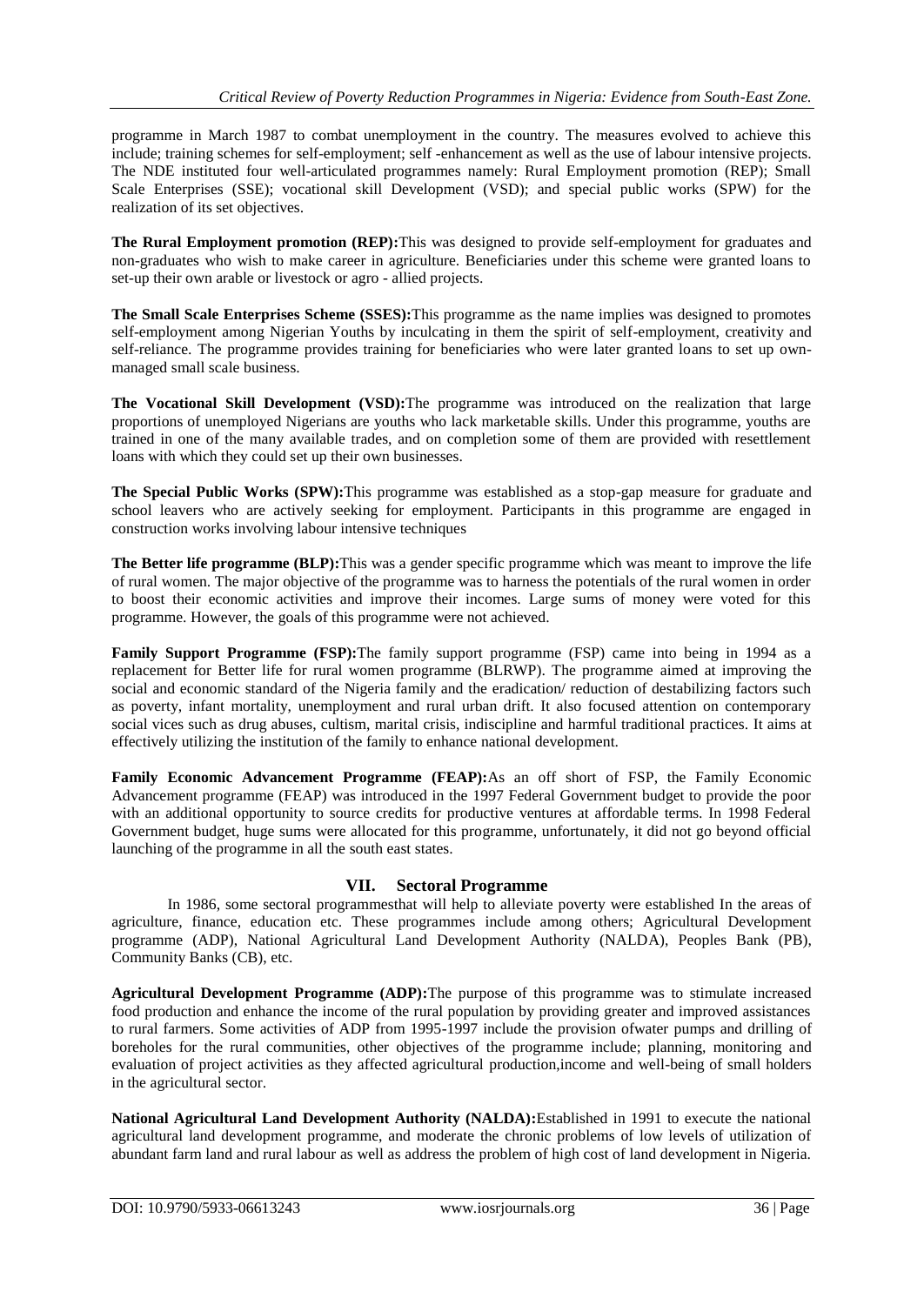programme in March 1987 to combat unemployment in the country. The measures evolved to achieve this include; training schemes for self-employment; self -enhancement as well as the use of labour intensive projects. The NDE instituted four well-articulated programmes namely: Rural Employment promotion (REP); Small Scale Enterprises (SSE); vocational skill Development (VSD); and special public works (SPW) for the realization of its set objectives.

**The Rural Employment promotion (REP):**This was designed to provide self-employment for graduates and non-graduates who wish to make career in agriculture. Beneficiaries under this scheme were granted loans to set-up their own arable or livestock or agro - allied projects.

**The Small Scale Enterprises Scheme (SSES):**This programme as the name implies was designed to promotes self-employment among Nigerian Youths by inculcating in them the spirit of self-employment, creativity and self-reliance. The programme provides training for beneficiaries who were later granted loans to set up own-managed small scale business.

**The Vocational Skill Development (VSD):**The programme was introduced on the realization that large proportions of unemployed Nigerians are youths who lack marketable skills. Under this programme, youths are trained in one of the many available trades, and on completion some of them are provided with resettlement loans with which they could set up their own businesses.

**The Special Public Works (SPW):**This programme was established as a stop-gap measure for graduate and school leavers who are actively seeking for employment. Participants in this programme are engaged in construction works involving labour intensive techniques

**The Better life programme (BLP):**This was a gender specific programme which was meant to improve the life of rural women. The major objective of the programme was to harness the potentials of the rural women in order to boost their economic activities and improve their incomes. Large sums of money were voted for this programme. However, the goals of this programme were not achieved.

**Family Support Programme (FSP):**The family support programme (FSP) came into being in 1994 as a replacement for Better life for rural women programme (BLRWP). The programme aimed at improving the social and economic standard of the Nigeria family and the eradication/ reduction of destabilizing factors such as poverty, infant mortality, unemployment and rural urban drift. It also focused attention on contemporary social vices such as drug abuses, cultism, marital crisis, indiscipline and harmful traditional practices. It aims at effectively utilizing the institution of the family to enhance national development.

**Family Economic Advancement Programme (FEAP):**As an off short of FSP, the Family Economic Advancement programme (FEAP) was introduced in the 1997 Federal Government budget to provide the poor with an additional opportunity to source credits for productive ventures at affordable terms. In 1998 Federal Government budget, huge sums were allocated for this programme, unfortunately, it did not go beyond official launching of the programme in all the south east states.

## VII. Sectoral Programme

In 1986, some sectoral programmesthat will help to alleviate poverty were established In the areas of agriculture, finance, education etc. These programmes include among others; Agricultural Development programme (ADP), National Agricultural Land Development Authority (NALDA), Peoples Bank (PB), Community Banks (CB), etc.

**Agricultural Development Programme (ADP):**The purpose of this programme was to stimulate increased food production and enhance the income of the rural population by providing greater and improved assistances to rural farmers. Some activities of ADP from 1995-1997 include the provision ofwater pumps and drilling of boreholes for the rural communities, other objectives of the programme include; planning, monitoring and evaluation of project activities as they affected agricultural production,income and well-being of small holders in the agricultural sector.

**National Agricultural Land Development Authority (NALDA):**Established in 1991 to execute the national agricultural land development programme, and moderate the chronic problems of low levels of utilization of abundant farm land and rural labour as well as address the problem of high cost of land development in Nigeria.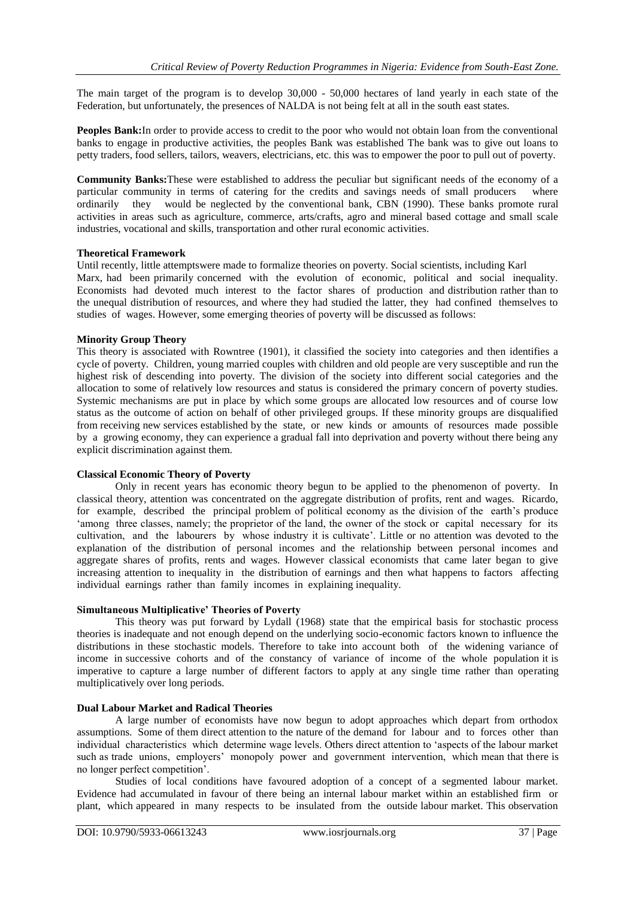The main target of the program is to develop 30,000 - 50,000 hectares of land yearly in each state of the Federation, but unfortunately, the presences of NALDA is not being felt at all in the south east states.

**Peoples Bank:**In order to provide access to credit to the poor who would not obtain loan from the conventional banks to engage in productive activities, the peoples Bank was established The bank was to give out loans to petty traders, food sellers, tailors, weavers, electricians, etc. this was to empower the poor to pull out of poverty.

**Community Banks:**These were established to address the peculiar but significant needs of the economy of a particular community in terms of catering for the credits and savings needs of small producers where ordinarily they would be neglected by the conventional bank, CBN (1990). These banks promote rural activities in areas such as agriculture, commerce, arts/crafts, agro and mineral based cottage and small scale industries, vocational and skills, transportation and other rural economic activities.

**Theoretical Framework**

Until recently, little attemptswere made to formalize theories on poverty. Social scientists, including Karl Marx, had been primarily concerned with the evolution of economic, political and social inequality. Economists had devoted much interest to the factor shares of production and distribution rather than to the unequal distribution of resources, and where they had studied the latter, they had confined themselves to studies of wages. However, some emerging theories of poverty will be discussed as follows:

**Minority Group Theory**

This theory is associated with Rowntree (1901), it classified the society into categories and then identifies a cycle of poverty. Children, young married couples with children and old people are very susceptible and run the highest risk of descending into poverty. The division of the society into different social categories and the allocation to some of relatively low resources and status is considered the primary concern of poverty studies. Systemic mechanisms are put in place by which some groups are allocated low resources and of course low status as the outcome of action on behalf of other privileged groups. If these minority groups are disqualified from receiving new services established by the state, or new kinds or amounts of resources made possible by a growing economy, they can experience a gradual fall into deprivation and poverty without there being any explicit discrimination against them.

**Classical Economic Theory of Poverty**

Only in recent years has economic theory begun to be applied to the phenomenon of poverty. In classical theory, attention was concentrated on the aggregate distribution of profits, rent and wages. Ricardo, for example, described the principal problem of political economy as the division of the earth's produce 'among three classes, namely; the proprietor of the land, the owner of the stock or capital necessary for its cultivation, and the labourers by whose industry it is cultivate'. Little or no attention was devoted to the explanation of the distribution of personal incomes and the relationship between personal incomes and aggregate shares of profits, rents and wages. However classical economists that came later began to give increasing attention to inequality in the distribution of earnings and then what happens to factors affecting individual earnings rather than family incomes in explaining inequality.

**Simultaneous Multiplicative' Theories of Poverty**

This theory was put forward by Lydall (1968) state that the empirical basis for stochastic process theories is inadequate and not enough depend on the underlying socio-economic factors known to influence the distributions in these stochastic models. Therefore to take into account both of the widening variance of income in successive cohorts and of the constancy of variance of income of the whole population it is imperative to capture a large number of different factors to apply at any single time rather than operating multiplicatively over long periods.

**Dual Labour Market and Radical Theories**

A large number of economists have now begun to adopt approaches which depart from orthodox assumptions. Some of them direct attention to the nature of the demand for labour and to forces other than individual characteristics which determine wage levels. Others direct attention to 'aspects of the labour market such as trade unions, employers' monopoly power and government intervention, which mean that there is no longer perfect competition'.

Studies of local conditions have favoured adoption of a concept of a segmented labour market. Evidence had accumulated in favour of there being an internal labour market within an established firm or plant, which appeared in many respects to be insulated from the outside labour market. This observation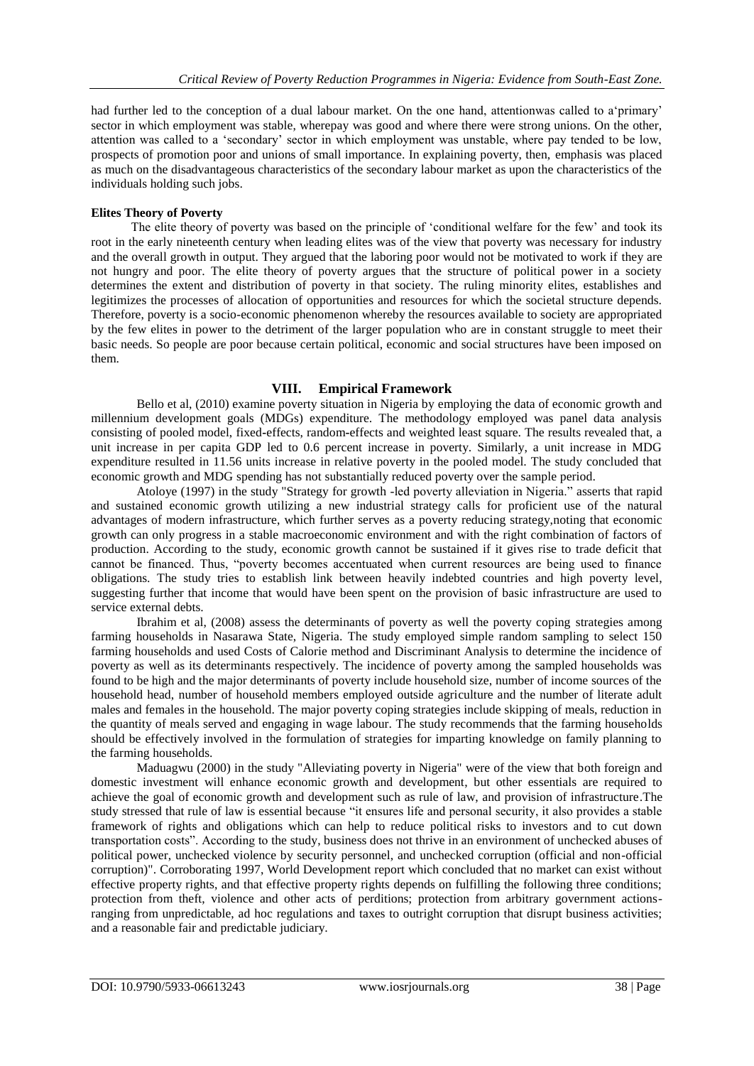had further led to the conception of a dual labour market. On the one hand, attentionwas called to a'primary' sector in which employment was stable, wherepay was good and where there were strong unions. On the other, attention was called to a 'secondary' sector in which employment was unstable, where pay tended to be low, prospects of promotion poor and unions of small importance. In explaining poverty, then, emphasis was placed as much on the disadvantageous characteristics of the secondary labour market as upon the characteristics of the individuals holding such jobs.

**Elites Theory of Poverty**

The elite theory of poverty was based on the principle of 'conditional welfare for the few' and took its root in the early nineteenth century when leading elites was of the view that poverty was necessary for industry and the overall growth in output. They argued that the laboring poor would not be motivated to work if they are not hungry and poor. The elite theory of poverty argues that the structure of political power in a society determines the extent and distribution of poverty in that society. The ruling minority elites, establishes and legitimizes the processes of allocation of opportunities and resources for which the societal structure depends. Therefore, poverty is a socio-economic phenomenon whereby the resources available to society are appropriated by the few elites in power to the detriment of the larger population who are in constant struggle to meet their basic needs. So people are poor because certain political, economic and social structures have been imposed on them.

## VIII. Empirical Framework

Bello et al, (2010) examine poverty situation in Nigeria by employing the data of economic growth and millennium development goals (MDGs) expenditure. The methodology employed was panel data analysis consisting of pooled model, fixed-effects, random-effects and weighted least square. The results revealed that, a unit increase in per capita GDP led to 0.6 percent increase in poverty. Similarly, a unit increase in MDG expenditure resulted in 11.56 units increase in relative poverty in the pooled model. The study concluded that economic growth and MDG spending has not substantially reduced poverty over the sample period.

Atoloye (1997) in the study "Strategy for growth -led poverty alleviation in Nigeria." asserts that rapid and sustained economic growth utilizing a new industrial strategy calls for proficient use of the natural advantages of modern infrastructure, which further serves as a poverty reducing strategy,noting that economic growth can only progress in a stable macroeconomic environment and with the right combination of factors of production. According to the study, economic growth cannot be sustained if it gives rise to trade deficit that cannot be financed. Thus, "poverty becomes accentuated when current resources are being used to finance obligations. The study tries to establish link between heavily indebted countries and high poverty level, suggesting further that income that would have been spent on the provision of basic infrastructure are used to service external debts.

Ibrahim et al, (2008) assess the determinants of poverty as well the poverty coping strategies among farming households in Nasarawa State, Nigeria. The study employed simple random sampling to select 150 farming households and used Costs of Calorie method and Discriminant Analysis to determine the incidence of poverty as well as its determinants respectively. The incidence of poverty among the sampled households was found to be high and the major determinants of poverty include household size, number of income sources of the household head, number of household members employed outside agriculture and the number of literate adult males and females in the household. The major poverty coping strategies include skipping of meals, reduction in the quantity of meals served and engaging in wage labour. The study recommends that the farming households should be effectively involved in the formulation of strategies for imparting knowledge on family planning to the farming households.

Maduagwu (2000) in the study "Alleviating poverty in Nigeria" were of the view that both foreign and domestic investment will enhance economic growth and development, but other essentials are required to achieve the goal of economic growth and development such as rule of law, and provision of infrastructure.The study stressed that rule of law is essential because "it ensures life and personal security, it also provides a stable framework of rights and obligations which can help to reduce political risks to investors and to cut down transportation costs". According to the study, business does not thrive in an environment of unchecked abuses of political power, unchecked violence by security personnel, and unchecked corruption (official and non-official corruption)". Corroborating 1997, World Development report which concluded that no market can exist without effective property rights, and that effective property rights depends on fulfilling the following three conditions; protection from theft, violence and other acts of perditions; protection from arbitrary government actions-ranging from unpredictable, ad hoc regulations and taxes to outright corruption that disrupt business activities; and a reasonable fair and predictable judiciary.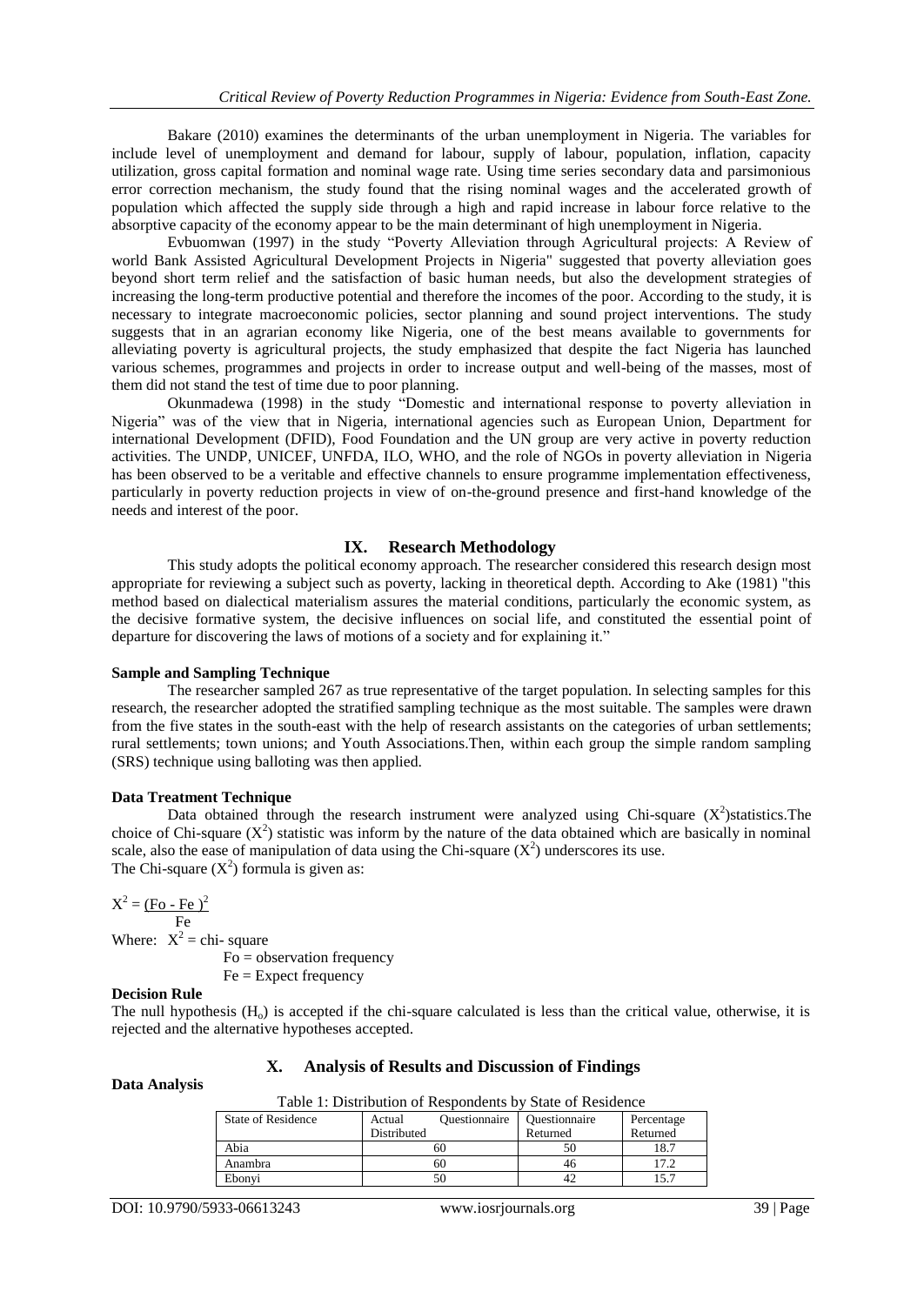Bakare (2010) examines the determinants of the urban unemployment in Nigeria. The variables for include level of unemployment and demand for labour, supply of labour, population, inflation, capacity utilization, gross capital formation and nominal wage rate. Using time series secondary data and parsimonious error correction mechanism, the study found that the rising nominal wages and the accelerated growth of population which affected the supply side through a high and rapid increase in labour force relative to the absorptive capacity of the economy appear to be the main determinant of high unemployment in Nigeria.

Evbuomwan (1997) in the study "Poverty Alleviation through Agricultural projects: A Review of world Bank Assisted Agricultural Development Projects in Nigeria" suggested that poverty alleviation goes beyond short term relief and the satisfaction of basic human needs, but also the development strategies of increasing the long-term productive potential and therefore the incomes of the poor. According to the study, it is necessary to integrate macroeconomic policies, sector planning and sound project interventions. The study suggests that in an agrarian economy like Nigeria, one of the best means available to governments for alleviating poverty is agricultural projects, the study emphasized that despite the fact Nigeria has launched various schemes, programmes and projects in order to increase output and well-being of the masses, most of them did not stand the test of time due to poor planning.

Okunmadewa (1998) in the study "Domestic and international response to poverty alleviation in Nigeria" was of the view that in Nigeria, international agencies such as European Union, Department for international Development (DFID), Food Foundation and the UN group are very active in poverty reduction activities. The UNDP, UNICEF, UNFDA, ILO, WHO, and the role of NGOs in poverty alleviation in Nigeria has been observed to be a veritable and effective channels to ensure programme implementation effectiveness, particularly in poverty reduction projects in view of on-the-ground presence and first-hand knowledge of the needs and interest of the poor.

## IX. Research Methodology

This study adopts the political economy approach. The researcher considered this research design most appropriate for reviewing a subject such as poverty, lacking in theoretical depth. According to Ake (1981) "this method based on dialectical materialism assures the material conditions, particularly the economic system, as the decisive formative system, the decisive influences on social life, and constituted the essential point of departure for discovering the laws of motions of a society and for explaining it."

**Sample and Sampling Technique**

The researcher sampled 267 as true representative of the target population. In selecting samples for this research, the researcher adopted the stratified sampling technique as the most suitable. The samples were drawn from the five states in the south-east with the help of research assistants on the categories of urban settlements; rural settlements; town unions; and Youth Associations.Then, within each group the simple random sampling (SRS) technique using balloting was then applied.

**Data Treatment Technique**

Data obtained through the research instrument were analyzed using Chi-square ($X^2$)statistics.The choice of Chi-square ($X^2$) statistic was inform by the nature of the data obtained which are basically in nominal scale, also the ease of manipulation of data using the Chi-square ($X^2$) underscores its use.
The Chi-square ($X^2$) formula is given as:

$$X^2 = \frac{(Fo - Fe)^2}{Fe}$$

Where: $X^2$ = chi- square
Fo = observation frequency
Fe = Expect frequency

**Decision Rule**

The null hypothesis ($H_o$) is accepted if the chi-square calculated is less than the critical value, otherwise, it is rejected and the alternative hypotheses accepted.

## X. Analysis of Results and Discussion of Findings

**Data Analysis**

Table 1: Distribution of Respondents by State of Residence

| State of Residence | Actual Questionnaire Distributed | Questionnaire Returned | Percentage Returned |
|---|---|---|---|
| Abia | 60 | 50 | 18.7 |
| Anambra | 60 | 46 | 17.2 |
| Ebonyi | 50 | 42 | 15.7 |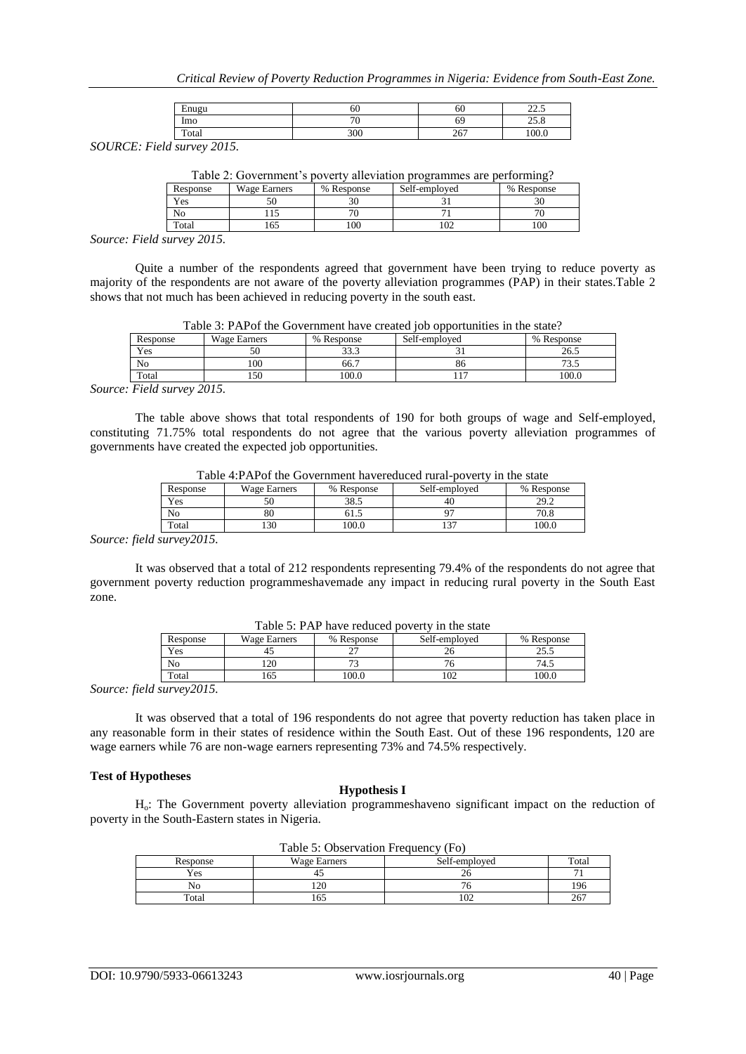| Enugu | 60 | 60 | 22.5 |
|---|---|---|---|
| Imo | 70 | 69 | 25.8 |
| Total | 300 | 267 | 100.0 |

*SOURCE: Field survey 2015.*

Table 2: Government's poverty alleviation programmes are performing?

| Response | Wage Earners | % Response | Self-employed | % Response |
|---|---|---|---|---|
| Yes | 50 | 30 | 31 | 30 |
| No | 115 | 70 | 71 | 70 |
| Total | 165 | 100 | 102 | 100 |

*Source: Field survey 2015.*

Quite a number of the respondents agreed that government have been trying to reduce poverty as majority of the respondents are not aware of the poverty alleviation programmes (PAP) in their states.Table 2 shows that not much has been achieved in reducing poverty in the south east.

Table 3: PAPof the Government have created job opportunities in the state?

| Response | Wage Earners | % Response | Self-employed | % Response |
|---|---|---|---|---|
| Yes | 50 | 33.3 | 31 | 26.5 |
| No | 100 | 66.7 | 86 | 73.5 |
| Total | 150 | 100.0 | 117 | 100.0 |

*Source: Field survey 2015.*

The table above shows that total respondents of 190 for both groups of wage and Self-employed, constituting 71.75% total respondents do not agree that the various poverty alleviation programmes of governments have created the expected job opportunities.

Table 4:PAPof the Government havereduced rural-poverty in the state

| Response | Wage Earners | % Response | Self-employed | % Response |
|---|---|---|---|---|
| Yes | 50 | 38.5 | 40 | 29.2 |
| No | 80 | 61.5 | 97 | 70.8 |
| Total | 130 | 100.0 | 137 | 100.0 |

*Source: field survey2015.*

It was observed that a total of 212 respondents representing 79.4% of the respondents do not agree that government poverty reduction programmeshavemade any impact in reducing rural poverty in the South East zone.

Table 5: PAP have reduced poverty in the state

| Response | Wage Earners | % Response | Self-employed | % Response |
|---|---|---|---|---|
| Yes | 45 | 27 | 26 | 25.5 |
| No | 120 | 73 | 76 | 74.5 |
| Total | 165 | 100.0 | 102 | 100.0 |

*Source: field survey2015.*

It was observed that a total of 196 respondents do not agree that poverty reduction has taken place in any reasonable form in their states of residence within the South East. Out of these 196 respondents, 120 are wage earners while 76 are non-wage earners representing 73% and 74.5% respectively.

**Test of Hypotheses**

**Hypothesis I**

$H_o$: The Government poverty alleviation programmeshaveno significant impact on the reduction of poverty in the South-Eastern states in Nigeria.

Table 5: Observation Frequency (Fo)

| Response | Wage Earners | Self-employed | Total |
|---|---|---|---|
| Yes | 45 | 26 | 71 |
| No | 120 | 76 | 196 |
| Total | 165 | 102 | 267 |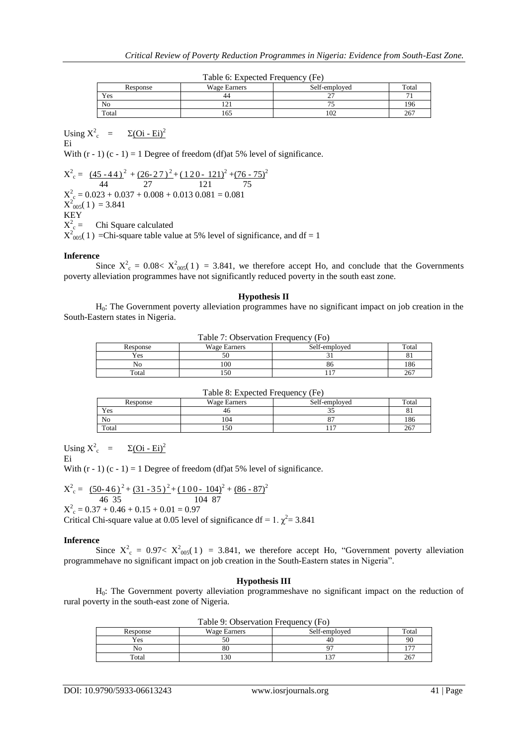Table 6: Expected Frequency (Fe)

| Response | Wage Earners | Self-employed | Total |
|---|---|---|---|
| Yes | 44 | 27 | 71 |
| No | 121 | 75 | 196 |
| Total | 165 | 102 | 267 |

Using $X^2_c = \dfrac{\Sigma(Oi - Ei)^2}{Ei}$

With (r - 1) (c - 1) = 1 Degree of freedom (df)at 5% level of significance.

$$X^2_c = \frac{(45-44)^2}{44} + \frac{(26-27)^2}{27} + \frac{(120-121)^2}{121} + \frac{(76-75)^2}{75}$$

$X^2_c = 0.023 + 0.037 + 0.008 + 0.013\ 0.081 = 0.081$

$X^2_{005}(1) = 3.841$

KEY

$X^2_c =$ Chi Square calculated

$X^2_{005}(1)$ =Chi-square table value at 5% level of significance, and df = 1

**Inference**

Since $X^2_c = 0.08 < X^2_{005}(1) = 3.841$, we therefore accept Ho, and conclude that the Governments poverty alleviation programmes have not significantly reduced poverty in the south east zone.

**Hypothesis II**

$H_0$: The Government poverty alleviation programmes have no significant impact on job creation in the South-Eastern states in Nigeria.

Table 7: Observation Frequency (Fo)

| Response | Wage Earners | Self-employed | Total |
|---|---|---|---|
| Yes | 50 | 31 | 81 |
| No | 100 | 86 | 186 |
| Total | 150 | 117 | 267 |

Table 8: Expected Frequency (Fe)

| Response | Wage Earners | Self-employed | Total |
|---|---|---|---|
| Yes | 46 | 35 | 81 |
| No | 104 | 87 | 186 |
| Total | 150 | 117 | 267 |

Using $X^2_c = \dfrac{\Sigma(Oi - Ei)^2}{Ei}$

With (r - 1) (c - 1) = 1 Degree of freedom (df)at 5% level of significance.

$$X^2_c = \frac{(50-46)^2}{46} + \frac{(31-35)^2}{35} + \frac{(100-104)^2}{104} + \frac{(86-87)^2}{87}$$

$X^2_c = 0.37 + 0.46 + 0.15 + 0.01 = 0.97$

Critical Chi-square value at 0.05 level of significance df = 1. $\chi^2 = 3.841$

**Inference**

Since $X^2_c = 0.97 < X^2_{005}(1) = 3.841$, we therefore accept Ho, "Government poverty alleviation programmehave no significant impact on job creation in the South-Eastern states in Nigeria".

**Hypothesis III**

$H_0$: The Government poverty alleviation programmeshave no significant impact on the reduction of rural poverty in the south-east zone of Nigeria.

Table 9: Observation Frequency (Fo)

| Response | Wage Earners | Self-employed | Total |
|---|---|---|---|
| Yes | 50 | 40 | 90 |
| No | 80 | 97 | 177 |
| Total | 130 | 137 | 267 |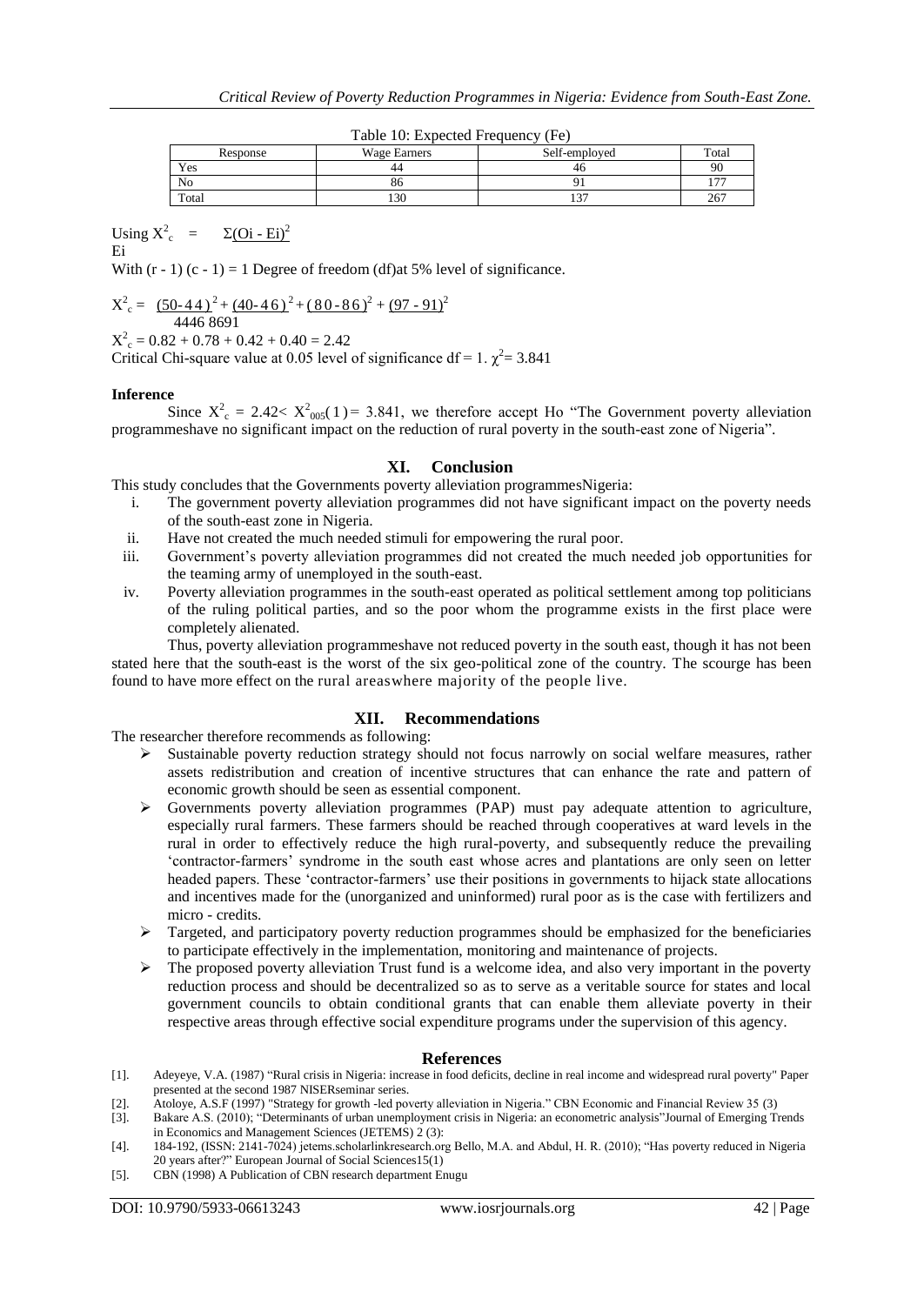Table 10: Expected Frequency (Fe)

| Response | Wage Earners | Self-employed | Total |
|---|---|---|---|
| Yes | 44 | 46 | 90 |
| No | 86 | 91 | 177 |
| Total | 130 | 137 | 267 |

Using $X^2_c = \frac{\Sigma(Oi - Ei)^2}{Ei}$

With (r - 1) (c - 1) = 1 Degree of freedom (df)at 5% level of significance.

$X^2_c = \frac{(50-44)^2}{44} + \frac{(40-46)^2}{46} + \frac{(80-86)^2}{86} + \frac{(97-91)^2}{91}$

$X^2_c = 0.82 + 0.78 + 0.42 + 0.40 = 2.42$

Critical Chi-square value at 0.05 level of significance df = 1. $\chi^2 = 3.841$

**Inference**

Since $X^2_c = 2.42 < X^2_{005}(1) = 3.841$, we therefore accept Ho "The Government poverty alleviation programmeshave no significant impact on the reduction of rural poverty in the south-east zone of Nigeria".

## XI. Conclusion

This study concludes that the Governments poverty alleviation programmesNigeria:

i. The government poverty alleviation programmes did not have significant impact on the poverty needs of the south-east zone in Nigeria.
ii. Have not created the much needed stimuli for empowering the rural poor.
iii. Government's poverty alleviation programmes did not created the much needed job opportunities for the teaming army of unemployed in the south-east.
iv. Poverty alleviation programmes in the south-east operated as political settlement among top politicians of the ruling political parties, and so the poor whom the programme exists in the first place were completely alienated.

Thus, poverty alleviation programmeshave not reduced poverty in the south east, though it has not been stated here that the south-east is the worst of the six geo-political zone of the country. The scourge has been found to have more effect on the rural areaswhere majority of the people live.

## XII. Recommendations

The researcher therefore recommends as following:

- Sustainable poverty reduction strategy should not focus narrowly on social welfare measures, rather assets redistribution and creation of incentive structures that can enhance the rate and pattern of economic growth should be seen as essential component.
- Governments poverty alleviation programmes (PAP) must pay adequate attention to agriculture, especially rural farmers. These farmers should be reached through cooperatives at ward levels in the rural in order to effectively reduce the high rural-poverty, and subsequently reduce the prevailing 'contractor-farmers' syndrome in the south east whose acres and plantations are only seen on letter headed papers. These 'contractor-farmers' use their positions in governments to hijack state allocations and incentives made for the (unorganized and uninformed) rural poor as is the case with fertilizers and micro - credits.
- Targeted, and participatory poverty reduction programmes should be emphasized for the beneficiaries to participate effectively in the implementation, monitoring and maintenance of projects.
- The proposed poverty alleviation Trust fund is a welcome idea, and also very important in the poverty reduction process and should be decentralized so as to serve as a veritable source for states and local government councils to obtain conditional grants that can enable them alleviate poverty in their respective areas through effective social expenditure programs under the supervision of this agency.

## References

[1]. Adeyeye, V.A. (1987) "Rural crisis in Nigeria: increase in food deficits, decline in real income and widespread rural poverty" Paper presented at the second 1987 NISERseminar series.

[2]. Atoloye, A.S.F (1997) "Strategy for growth -led poverty alleviation in Nigeria." CBN Economic and Financial Review 35 (3)

[3]. Bakare A.S. (2010); "Determinants of urban unemployment crisis in Nigeria: an econometric analysis"Journal of Emerging Trends in Economics and Management Sciences (JETEMS) 2 (3):

[4]. 184-192, (ISSN: 2141-7024) jetems.scholarlinkresearch.org Bello, M.A. and Abdul, H. R. (2010); "Has poverty reduced in Nigeria 20 years after?" European Journal of Social Sciences15(1)

[5]. CBN (1998) A Publication of CBN research department Enugu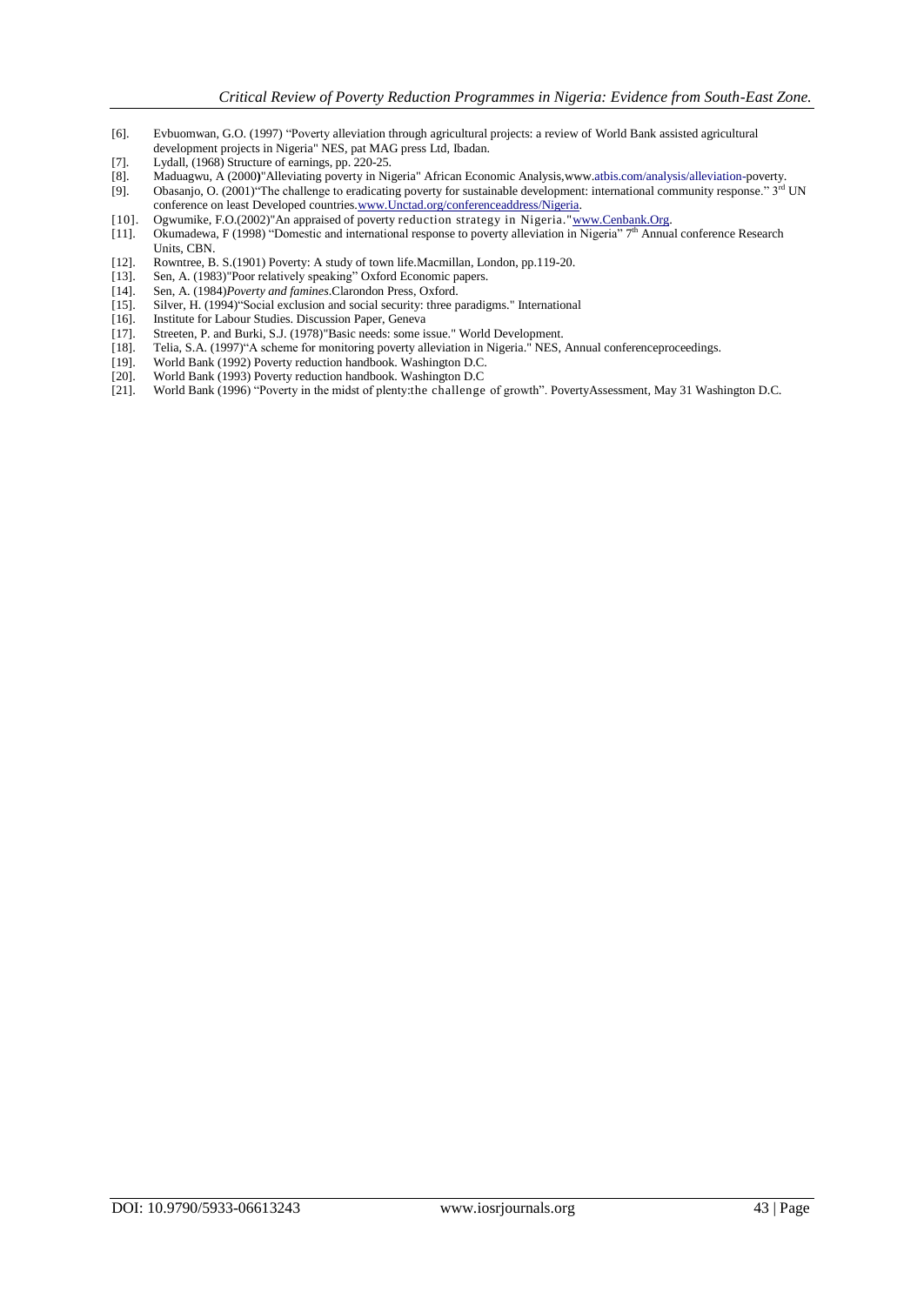[6]. Evbuomwan, G.O. (1997) "Poverty alleviation through agricultural projects: a review of World Bank assisted agricultural development projects in Nigeria" NES, pat MAG press Ltd, Ibadan.

[7]. Lydall, (1968) Structure of earnings, pp. 220-25.

[8]. Maduagwu, A (2000)"Alleviating poverty in Nigeria" African Economic Analysis,www.atbis.com/analysis/alleviation-poverty.

[9]. Obasanjo, O. (2001)"The challenge to eradicating poverty for sustainable development: international community response." 3rd UN conference on least Developed countries.www.Unctad.org/conferenceaddress/Nigeria.

[10]. Ogwumike, F.O.(2002)"An appraised of poverty reduction strategy in Nigeria."www.Cenbank.Org.

[11]. Okumadewa, F (1998) "Domestic and international response to poverty alleviation in Nigeria" 7th Annual conference Research Units, CBN.

[12]. Rowntree, B. S.(1901) Poverty: A study of town life.Macmillan, London, pp.119-20.

[13]. Sen, A. (1983)"Poor relatively speaking" Oxford Economic papers.

[14]. Sen, A. (1984)*Poverty and famines*.Clarondon Press, Oxford.

[15]. Silver, H. (1994)"Social exclusion and social security: three paradigms." International

[16]. Institute for Labour Studies. Discussion Paper, Geneva

[17]. Streeten, P. and Burki, S.J. (1978)"Basic needs: some issue." World Development.

[18]. Telia, S.A. (1997)"A scheme for monitoring poverty alleviation in Nigeria." NES, Annual conferenceproceedings.

[19]. World Bank (1992) Poverty reduction handbook. Washington D.C.

[20]. World Bank (1993) Poverty reduction handbook. Washington D.C

[21]. World Bank (1996) "Poverty in the midst of plenty:the challenge of growth". PovertyAssessment, May 31 Washington D.C.